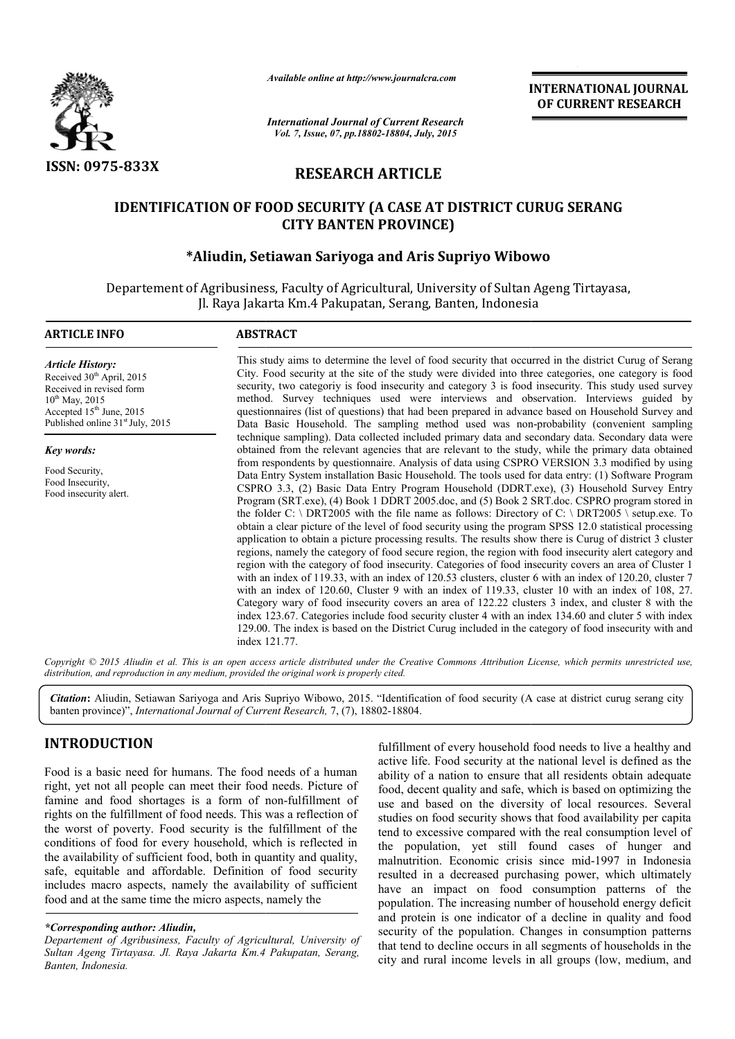# RESEARCH ARTICLE

## IDENTIFICATION OF FOOD SECURITY (A CASE AT DISTRICT CURUG SERANG CITY BANTEN PROVINCE)

**\*Aliudin, Setiawan Sariyoga and Aris Supriyo Wibowo**

Departement of Agribusiness, Faculty of Agricultural, University of Sultan Ageng Tirtayasa, Jl. Raya Jakarta Km.4 Pakupatan, Serang, Banten, Indonesia

### ARTICLE INFO

*Article History:*
Received 30th April, 2015
Received in revised form 10th May, 2015
Accepted 15th June, 2015
Published online 31st July, 2015

*Key words:*
Food Security,
Food Insecurity,
Food insecurity alert.

### ABSTRACT

This study aims to determine the level of food security that occurred in the district Curug of Serang City. Food security at the site of the study were divided into three categories, one category is food security, two categoriy is food insecurity and category 3 is food insecurity. This study used survey method. Survey techniques used were interviews and observation. Interviews guided by questionnaires (list of questions) that had been prepared in advance based on Household Survey and Data Basic Household. The sampling method used was non-probability (convenient sampling technique sampling). Data collected included primary data and secondary data. Secondary data were obtained from the relevant agencies that are relevant to the study, while the primary data obtained from respondents by questionnaire. Analysis of data using CSPRO VERSION 3.3 modified by using Data Entry System installation Basic Household. The tools used for data entry: (1) Software Program CSPRO 3.3, (2) Basic Data Entry Program Household (DDRT.exe), (3) Household Survey Entry Program (SRT.exe), (4) Book 1 DDRT 2005.doc, and (5) Book 2 SRT.doc. CSPRO program stored in the folder C: \ DRT2005 with the file name as follows: Directory of C: \ DRT2005 \ setup.exe. To obtain a clear picture of the level of food security using the program SPSS 12.0 statistical processing application to obtain a picture processing results. The results show there is Curug of district 3 cluster regions, namely the category of food secure region, the region with food insecurity alert category and region with the category of food insecurity. Categories of food insecurity covers an area of Cluster 1 with an index of 119.33, with an index of 120.53 clusters, cluster 6 with an index of 120.20, cluster 7 with an index of 120.60, Cluster 9 with an index of 119.33, cluster 10 with an index of 108, 27. Category wary of food insecurity covers an area of 122.22 clusters 3 index, and cluster 8 with the index 123.67. Categories include food security cluster 4 with an index 134.60 and cluter 5 with index 129.00. The index is based on the District Curug included in the category of food insecurity with and index 121.77.

*Copyright © 2015 Aliudin et al. This is an open access article distributed under the Creative Commons Attribution License, which permits unrestricted use, distribution, and reproduction in any medium, provided the original work is properly cited.*

**Citation:** Aliudin, Setiawan Sariyoga and Aris Supriyo Wibowo, 2015. "Identification of food security (A case at district curug serang city banten province)", *International Journal of Current Research*, 7, (7), 18802-18804.

## INTRODUCTION

Food is a basic need for humans. The food needs of a human right, yet not all people can meet their food needs. Picture of famine and food shortages is a form of non-fulfillment of rights on the fulfillment of food needs. This was a reflection of the worst of poverty. Food security is the fulfillment of the conditions of food for every household, which is reflected in the availability of sufficient food, both in quantity and quality, safe, equitable and affordable. Definition of food security includes macro aspects, namely the availability of sufficient food and at the same time the micro aspects, namely the fulfillment of every household food needs to live a healthy and active life. Food security at the national level is defined as the ability of a nation to ensure that all residents obtain adequate food, decent quality and safe, which is based on optimizing the use and based on the diversity of local resources. Several studies on food security shows that food availability per capita tend to excessive compared with the real consumption level of the population, yet still found cases of hunger and malnutrition. Economic crisis since mid-1997 in Indonesia resulted in a decreased purchasing power, which ultimately have an impact on food consumption patterns of the population. The increasing number of household energy deficit and protein is one indicator of a decline in quality and food security of the population. Changes in consumption patterns that tend to decline occurs in all segments of households in the city and rural income levels in all groups (low, medium, and

*\*Corresponding author: Aliudin,*
*Departement of Agribusiness, Faculty of Agricultural, University of Sultan Ageng Tirtayasa. Jl. Raya Jakarta Km.4 Pakupatan, Serang, Banten, Indonesia.*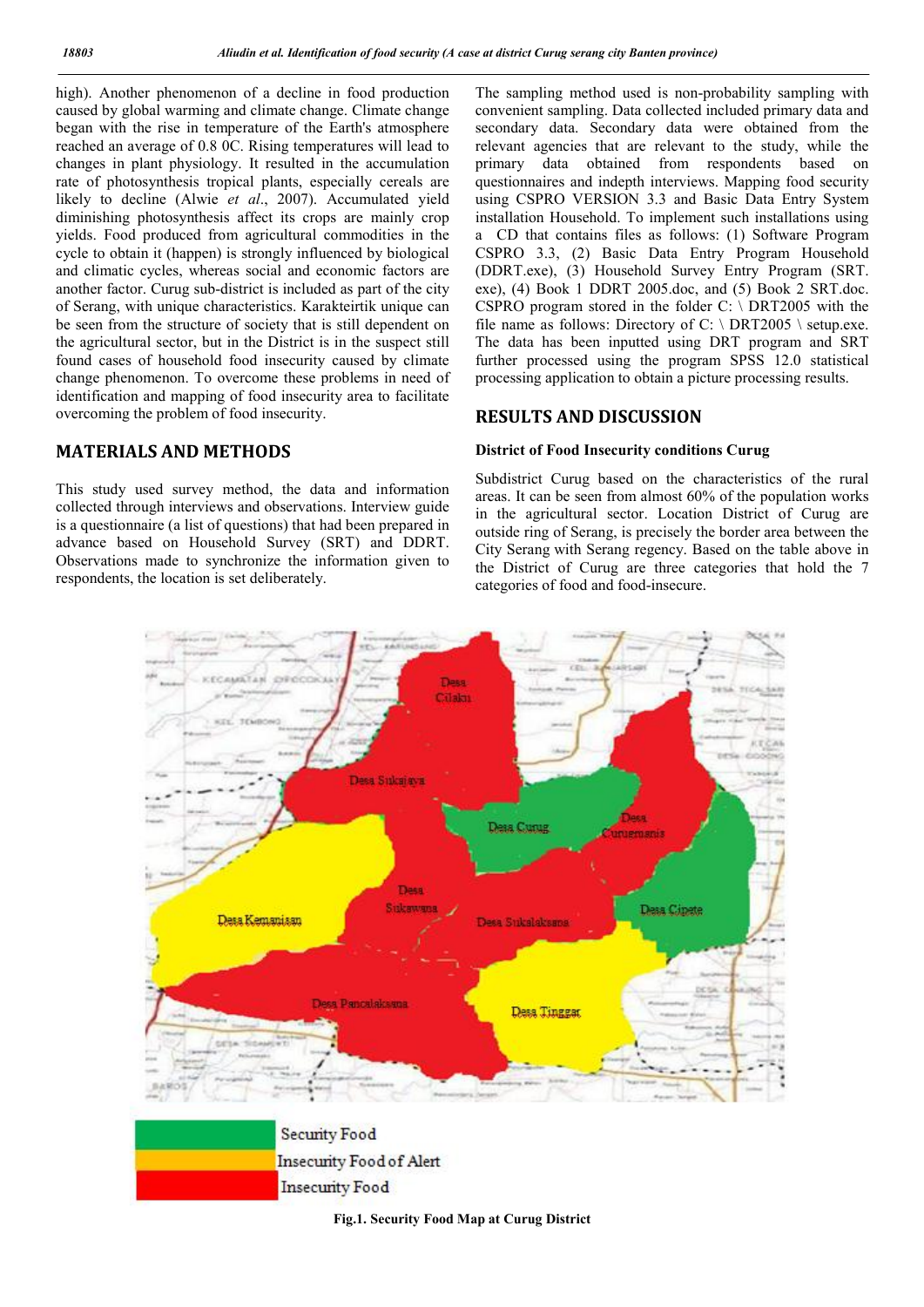high). Another phenomenon of a decline in food production caused by global warming and climate change. Climate change began with the rise in temperature of the Earth's atmosphere reached an average of 0.8 0C. Rising temperatures will lead to changes in plant physiology. It resulted in the accumulation rate of photosynthesis tropical plants, especially cereals are likely to decline (Alwie *et al*., 2007). Accumulated yield diminishing photosynthesis affect its crops are mainly crop yields. Food produced from agricultural commodities in the cycle to obtain it (happen) is strongly influenced by biological and climatic cycles, whereas social and economic factors are another factor. Curug sub-district is included as part of the city of Serang, with unique characteristics. Karakteirtik unique can be seen from the structure of society that is still dependent on the agricultural sector, but in the District is in the suspect still found cases of household food insecurity caused by climate change phenomenon. To overcome these problems in need of identification and mapping of food insecurity area to facilitate overcoming the problem of food insecurity.

## MATERIALS AND METHODS

This study used survey method, the data and information collected through interviews and observations. Interview guide is a questionnaire (a list of questions) that had been prepared in advance based on Household Survey (SRT) and DDRT. Observations made to synchronize the information given to respondents, the location is set deliberately.

The sampling method used is non-probability sampling with convenient sampling. Data collected included primary data and secondary data. Secondary data were obtained from the relevant agencies that are relevant to the study, while the primary data obtained from respondents based on questionnaires and indepth interviews. Mapping food security using CSPRO VERSION 3.3 and Basic Data Entry System installation Household. To implement such installations using a CD that contains files as follows: (1) Software Program CSPRO 3.3, (2) Basic Data Entry Program Household (DDRT.exe), (3) Household Survey Entry Program (SRT. exe), (4) Book 1 DDRT 2005.doc, and (5) Book 2 SRT.doc. CSPRO program stored in the folder C: \ DRT2005 with the file name as follows: Directory of C: \ DRT2005 \ setup.exe. The data has been inputted using DRT program and SRT further processed using the program SPSS 12.0 statistical processing application to obtain a picture processing results.

## RESULTS AND DISCUSSION

### District of Food Insecurity conditions Curug

Subdistrict Curug based on the characteristics of the rural areas. It can be seen from almost 60% of the population works in the agricultural sector. Location District of Curug are outside ring of Serang, is precisely the border area between the City Serang with Serang regency. Based on the table above in the District of Curug are three categories that hold the 7 categories of food and food-insecure.

**Fig.1. Security Food Map at Curug District**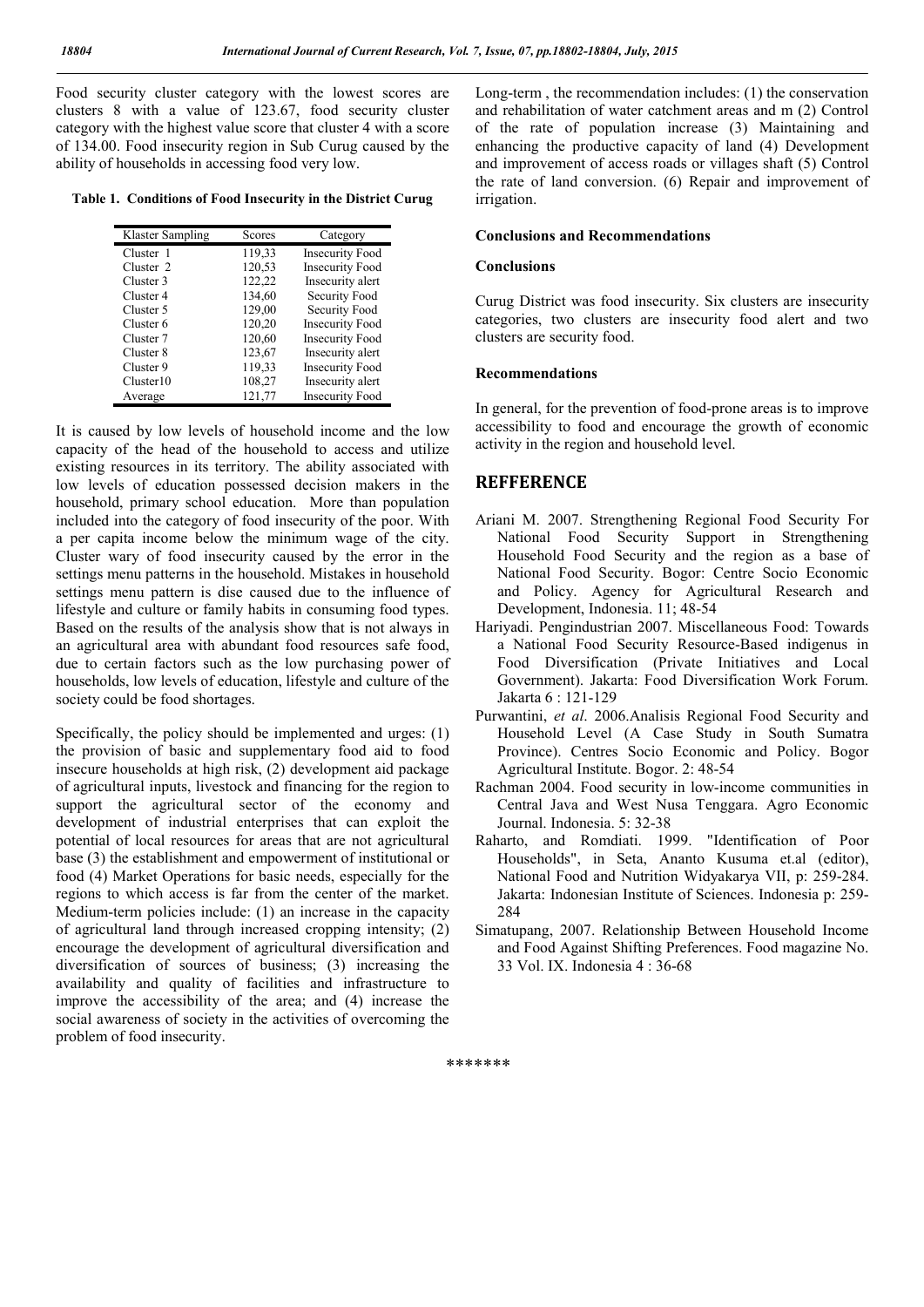Food security cluster category with the lowest scores are clusters 8 with a value of 123.67, food security cluster category with the highest value score that cluster 4 with a score of 134.00. Food insecurity region in Sub Curug caused by the ability of households in accessing food very low.

**Table 1. Conditions of Food Insecurity in the District Curug**

| Klaster Sampling | Scores | Category |
|---|---|---|
| Cluster 1 | 119,33 | Insecurity Food |
| Cluster 2 | 120,53 | Insecurity Food |
| Cluster 3 | 122,22 | Insecurity alert |
| Cluster 4 | 134,60 | Security Food |
| Cluster 5 | 129,00 | Security Food |
| Cluster 6 | 120,20 | Insecurity Food |
| Cluster 7 | 120,60 | Insecurity Food |
| Cluster 8 | 123,67 | Insecurity alert |
| Cluster 9 | 119,33 | Insecurity Food |
| Cluster10 | 108,27 | Insecurity alert |
| Average | 121,77 | Insecurity Food |

It is caused by low levels of household income and the low capacity of the head of the household to access and utilize existing resources in its territory. The ability associated with low levels of education possessed decision makers in the household, primary school education. More than population included into the category of food insecurity of the poor. With a per capita income below the minimum wage of the city. Cluster wary of food insecurity caused by the error in the settings menu patterns in the household. Mistakes in household settings menu pattern is dise caused due to the influence of lifestyle and culture or family habits in consuming food types. Based on the results of the analysis show that is not always in an agricultural area with abundant food resources safe food, due to certain factors such as the low purchasing power of households, low levels of education, lifestyle and culture of the society could be food shortages.

Specifically, the policy should be implemented and urges: (1) the provision of basic and supplementary food aid to food insecure households at high risk, (2) development aid package of agricultural inputs, livestock and financing for the region to support the agricultural sector of the economy and development of industrial enterprises that can exploit the potential of local resources for areas that are not agricultural base (3) the establishment and empowerment of institutional or food (4) Market Operations for basic needs, especially for the regions to which access is far from the center of the market. Medium-term policies include: (1) an increase in the capacity of agricultural land through increased cropping intensity; (2) encourage the development of agricultural diversification and diversification of sources of business; (3) increasing the availability and quality of facilities and infrastructure to improve the accessibility of the area; and (4) increase the social awareness of society in the activities of overcoming the problem of food insecurity.

Long-term , the recommendation includes: (1) the conservation and rehabilitation of water catchment areas and m (2) Control of the rate of population increase (3) Maintaining and enhancing the productive capacity of land (4) Development and improvement of access roads or villages shaft (5) Control the rate of land conversion. (6) Repair and improvement of irrigation.

## Conclusions and Recommendations

### Conclusions

Curug District was food insecurity. Six clusters are insecurity categories, two clusters are insecurity food alert and two clusters are security food.

### Recommendations

In general, for the prevention of food-prone areas is to improve accessibility to food and encourage the growth of economic activity in the region and household level.

## REFFERENCE

- Ariani M. 2007. Strengthening Regional Food Security For National Food Security Support in Strengthening Household Food Security and the region as a base of National Food Security. Bogor: Centre Socio Economic and Policy. Agency for Agricultural Research and Development, Indonesia. 11; 48-54
- Hariyadi. Pengindustrian 2007. Miscellaneous Food: Towards a National Food Security Resource-Based indigenus in Food Diversification (Private Initiatives and Local Government). Jakarta: Food Diversification Work Forum. Jakarta 6 : 121-129
- Purwantini, *et al*. 2006.Analisis Regional Food Security and Household Level (A Case Study in South Sumatra Province). Centres Socio Economic and Policy. Bogor Agricultural Institute. Bogor. 2: 48-54
- Rachman 2004. Food security in low-income communities in Central Java and West Nusa Tenggara. Agro Economic Journal. Indonesia. 5: 32-38
- Raharto, and Romdiati. 1999. "Identification of Poor Households", in Seta, Ananto Kusuma et.al (editor), National Food and Nutrition Widyakarya VII, p: 259-284. Jakarta: Indonesian Institute of Sciences. Indonesia p: 259-284
- Simatupang, 2007. Relationship Between Household Income and Food Against Shifting Preferences. Food magazine No. 33 Vol. IX. Indonesia 4 : 36-68

*******